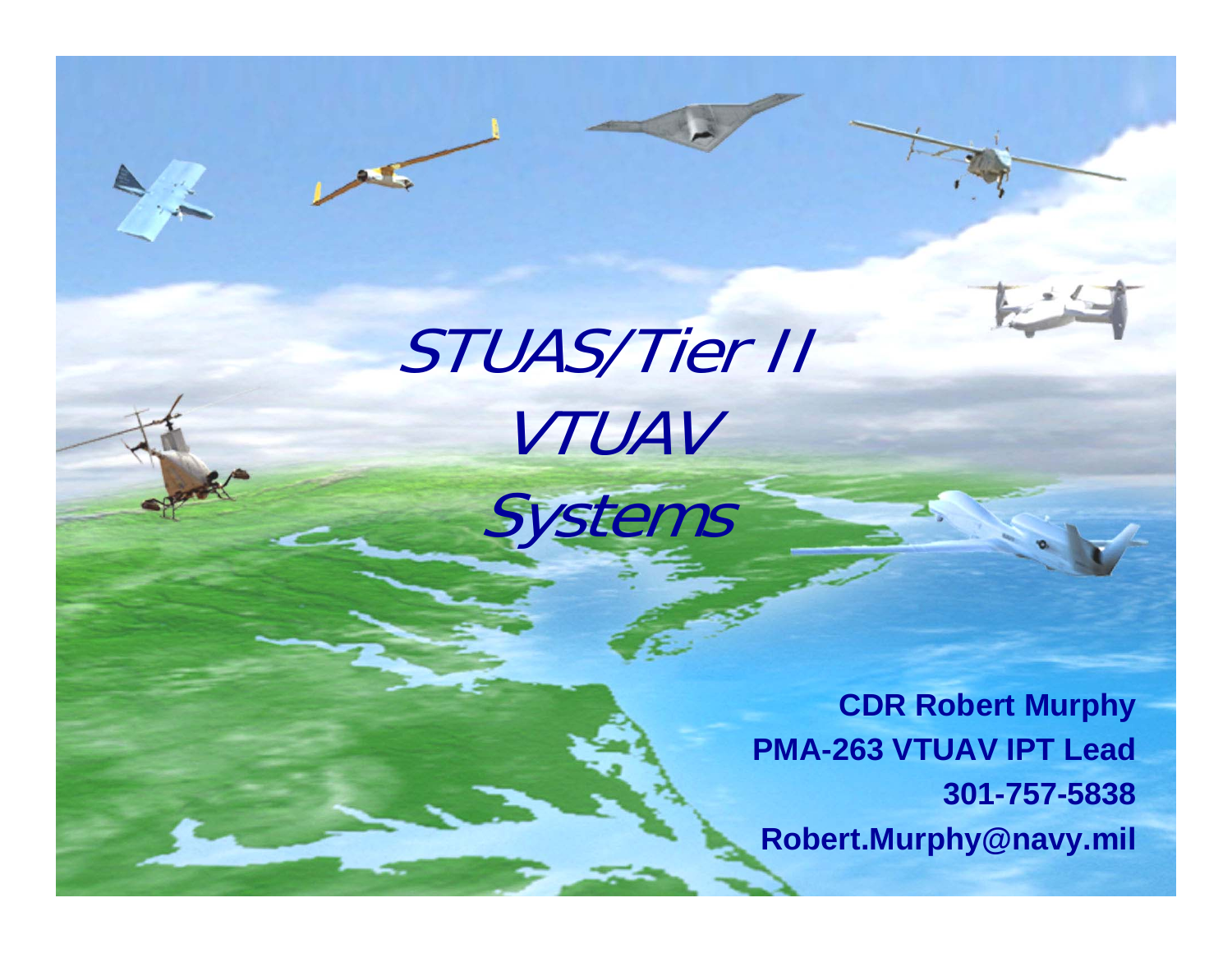# STUAS/Tier II VTUAV Systems

**CDR Robert Murphy**
**PMA-263 VTUAV IPT Lead**
**301-757-5838**
**Robert.Murphy@navy.mil**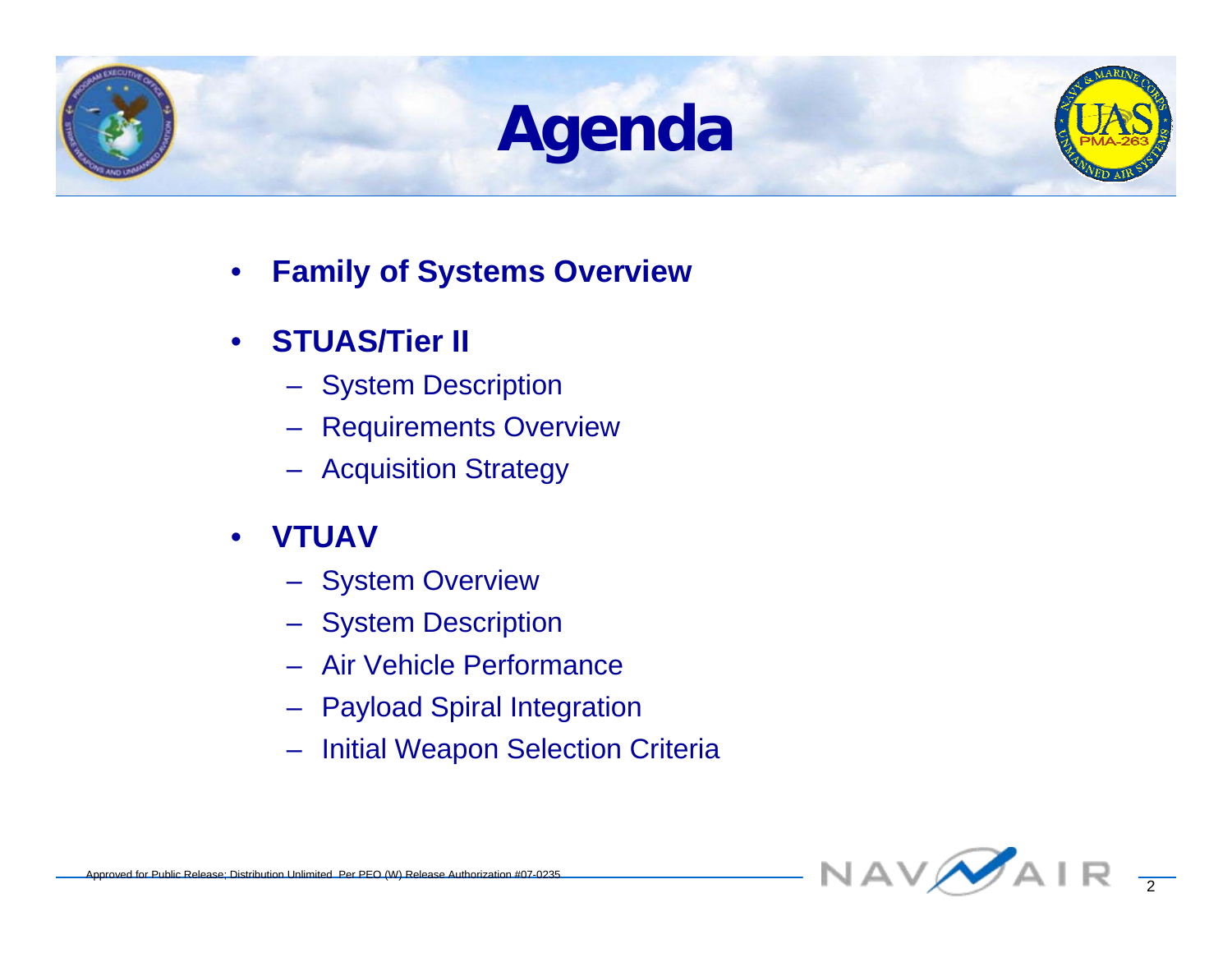# Agenda

- **Family of Systems Overview**
- **STUAS/Tier II**
  - System Description
  - Requirements Overview
  - Acquisition Strategy
- **VTUAV**
  - System Overview
  - System Description
  - Air Vehicle Performance
  - Payload Spiral Integration
  - Initial Weapon Selection Criteria

Approved for Public Release; Distribution Unlimited. Per PEO (W) Release Authorization #07-0235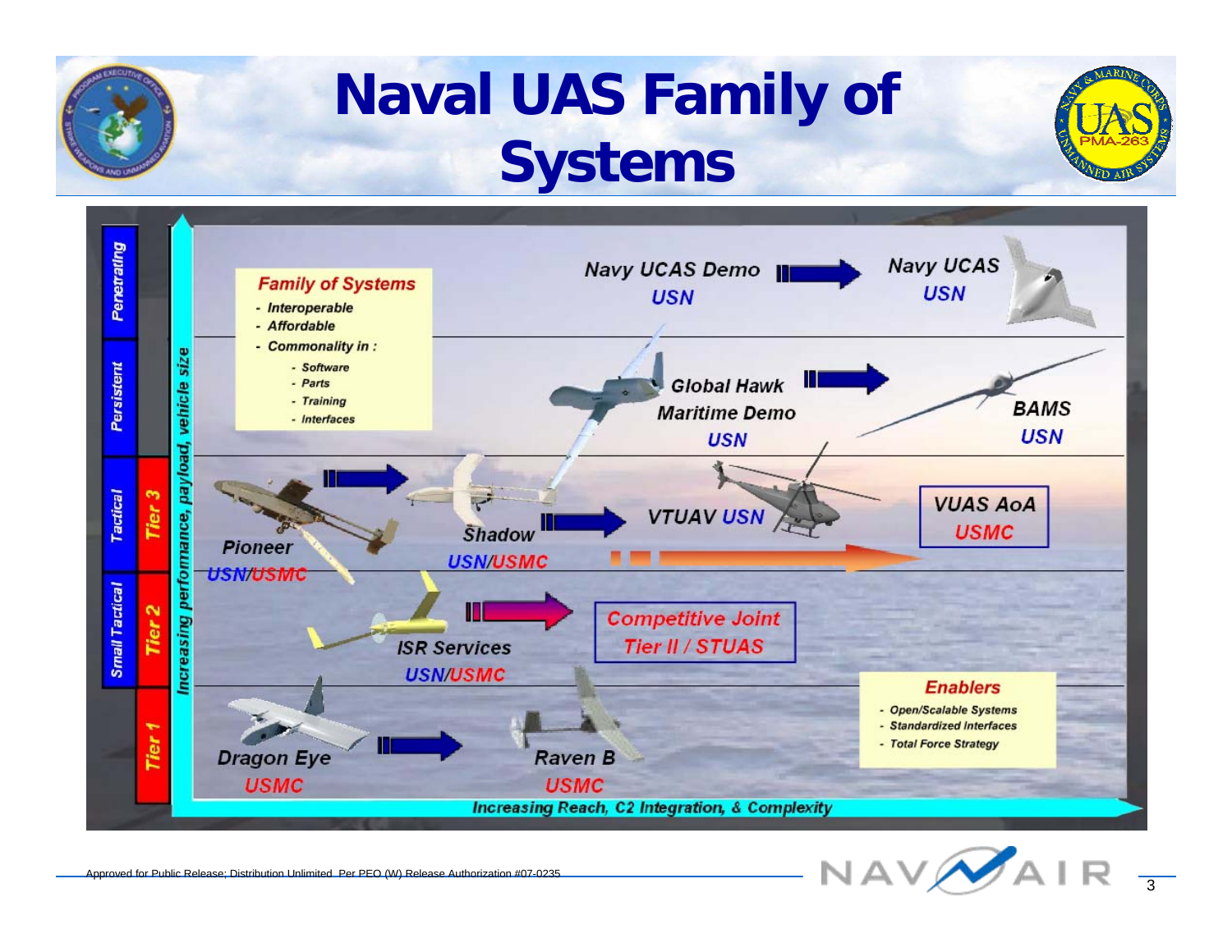# Naval UAS Family of Systems

**Family of Systems**
- Interoperable
- Affordable
- Commonality in :
  - Software
  - Parts
  - Training
  - Interfaces

| Category | Tier | Systems |
|---|---|---|
| Penetrating | | Navy UCAS Demo USN → Navy UCAS USN |
| Persistent | | Global Hawk Maritime Demo USN → BAMS USN |
| Tactical | Tier 3 | Pioneer USN/USMC → Shadow USN/USMC → VTUAV USN; VUAS AoA USMC |
| Small Tactical | Tier 2 | ISR Services USN/USMC → Competitive Joint Tier II / STUAS |
| | Tier 1 | Dragon Eye USMC → Raven B USMC |

Vertical axis: Increasing performance, payload, vehicle size

Horizontal axis: Increasing Reach, C2 Integration, & Complexity

**Enablers**
- Open/Scalable Systems
- Standardized Interfaces
- Total Force Strategy

Approved for Public Release; Distribution Unlimited. Per PEO (W) Release Authorization #07-0235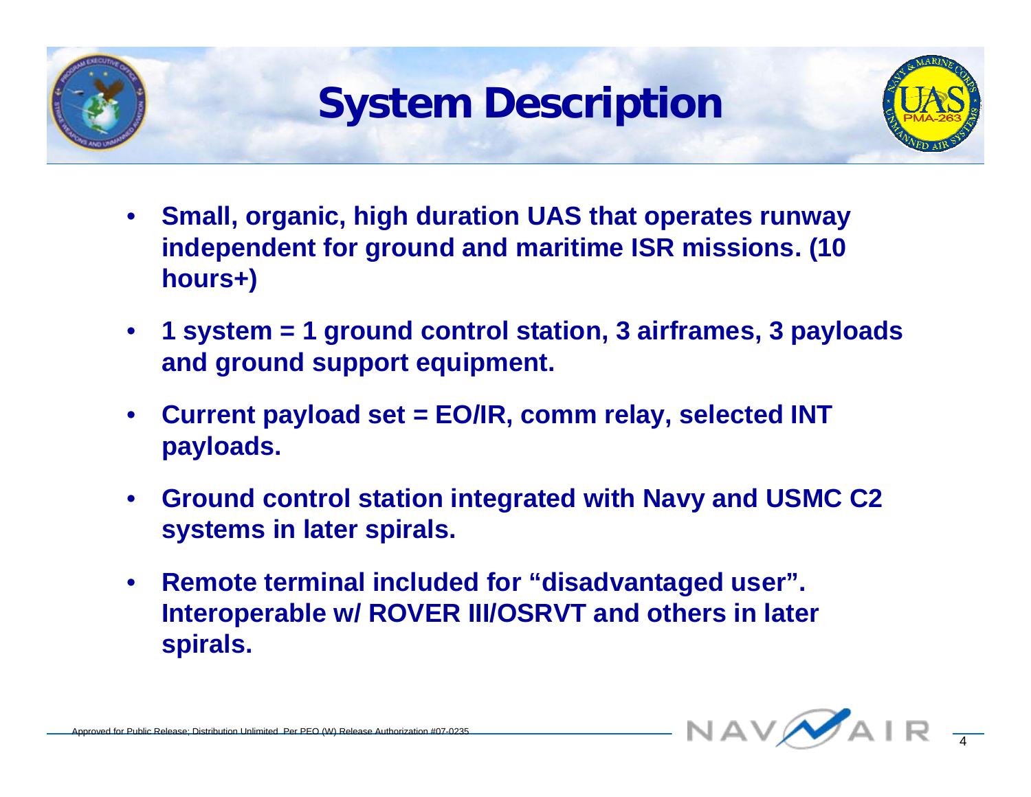# System Description

- **Small, organic, high duration UAS that operates runway independent for ground and maritime ISR missions. (10 hours+)**
- **1 system = 1 ground control station, 3 airframes, 3 payloads and ground support equipment.**
- **Current payload set = EO/IR, comm relay, selected INT payloads.**
- **Ground control station integrated with Navy and USMC C2 systems in later spirals.**
- **Remote terminal included for "disadvantaged user". Interoperable w/ ROVER III/OSRVT and others in later spirals.**

Approved for Public Release; Distribution Unlimited. Per PEO (W) Release Authorization #07-0235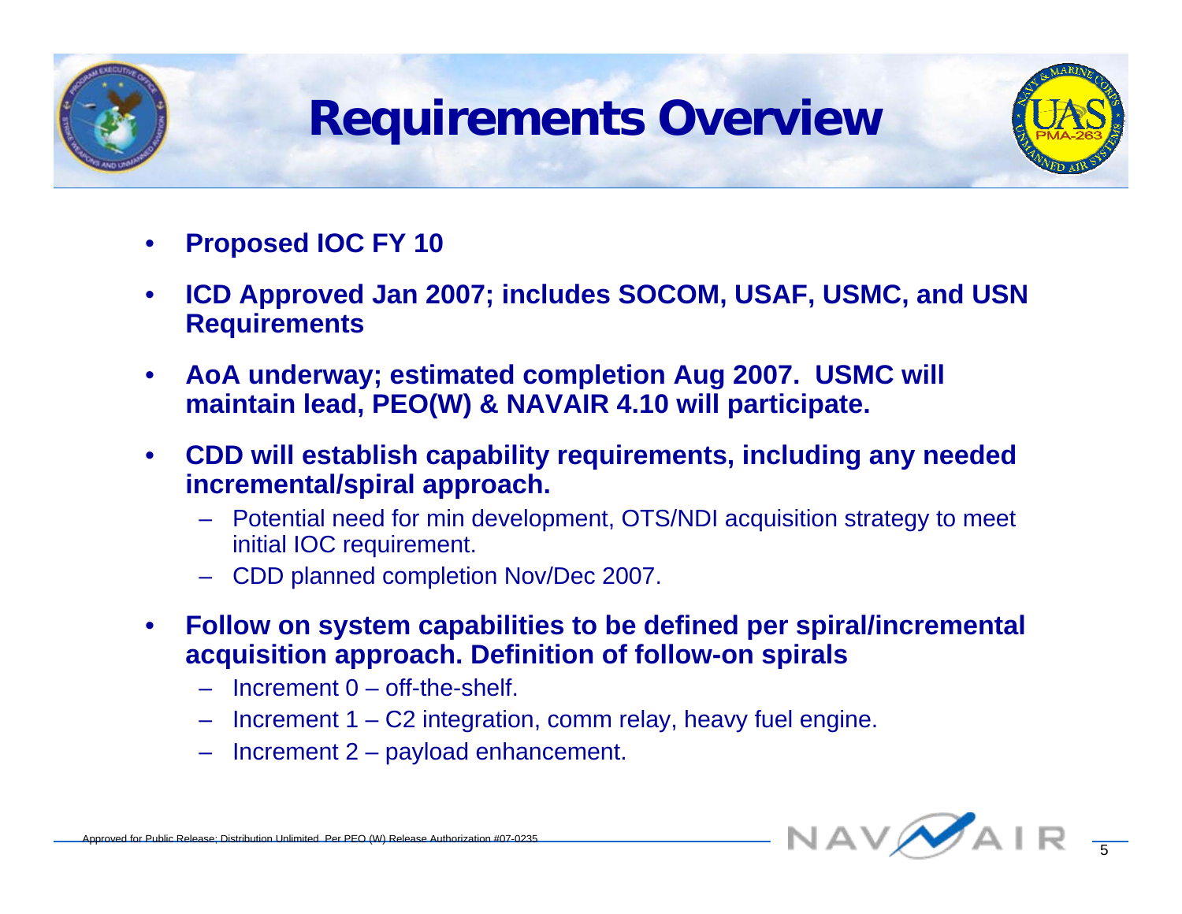# Requirements Overview

- **Proposed IOC FY 10**
- **ICD Approved Jan 2007; includes SOCOM, USAF, USMC, and USN Requirements**
- **AoA underway; estimated completion Aug 2007. USMC will maintain lead, PEO(W) & NAVAIR 4.10 will participate.**
- **CDD will establish capability requirements, including any needed incremental/spiral approach.**
  - Potential need for min development, OTS/NDI acquisition strategy to meet initial IOC requirement.
  - CDD planned completion Nov/Dec 2007.
- **Follow on system capabilities to be defined per spiral/incremental acquisition approach. Definition of follow-on spirals**
  - Increment 0 – off-the-shelf.
  - Increment 1 – C2 integration, comm relay, heavy fuel engine.
  - Increment 2 – payload enhancement.

Approved for Public Release; Distribution Unlimited. Per PEO (W) Release Authorization #07-0235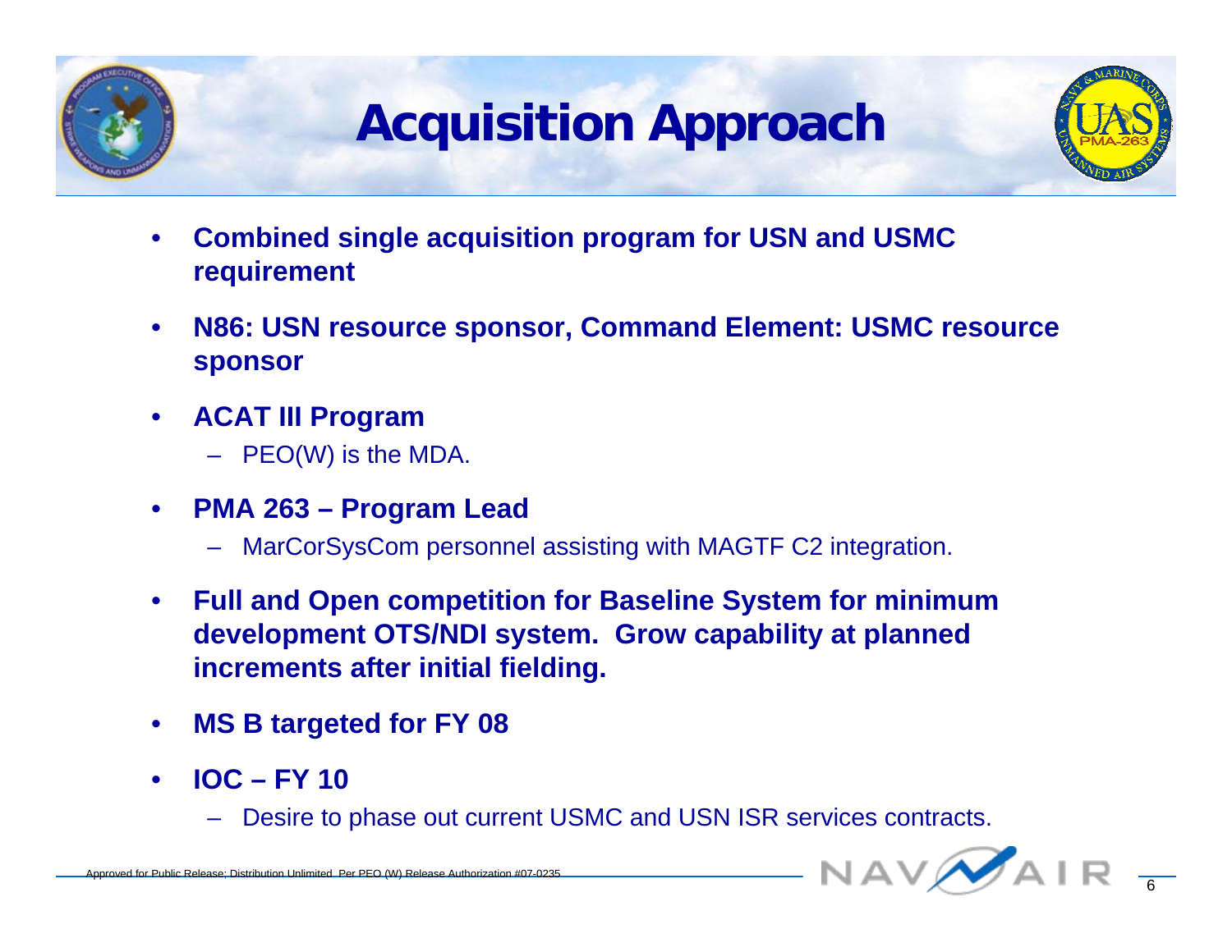# Acquisition Approach

- **Combined single acquisition program for USN and USMC requirement**
- **N86: USN resource sponsor, Command Element: USMC resource sponsor**
- **ACAT III Program**
  - PEO(W) is the MDA.
- **PMA 263 – Program Lead**
  - MarCorSysCom personnel assisting with MAGTF C2 integration.
- **Full and Open competition for Baseline System for minimum development OTS/NDI system. Grow capability at planned increments after initial fielding.**
- **MS B targeted for FY 08**
- **IOC – FY 10**
  - Desire to phase out current USMC and USN ISR services contracts.

Approved for Public Release; Distribution Unlimited. Per PEO (W) Release Authorization #07-0235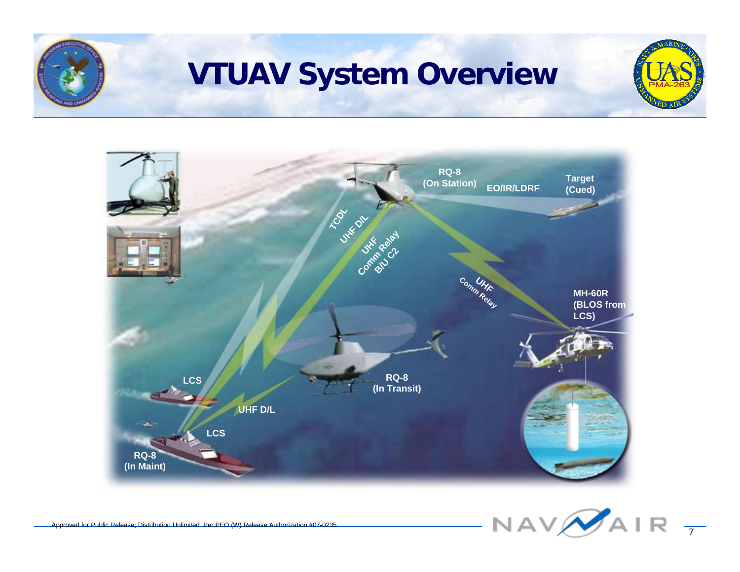# VTUAV System Overview

RQ-8
(On Station)

EO/IR/LDRF

Target
(Cued)

TCDL

UHF D/L

UHF
Comm Relay
B/U C2

UHF
Comm Relay

MH-60R
(BLOS from
LCS)

LCS

RQ-8
(In Transit)

UHF D/L

LCS

RQ-8
(In Maint)

Approved for Public Release; Distribution Unlimited. Per PEO (W) Release Authorization #07-0235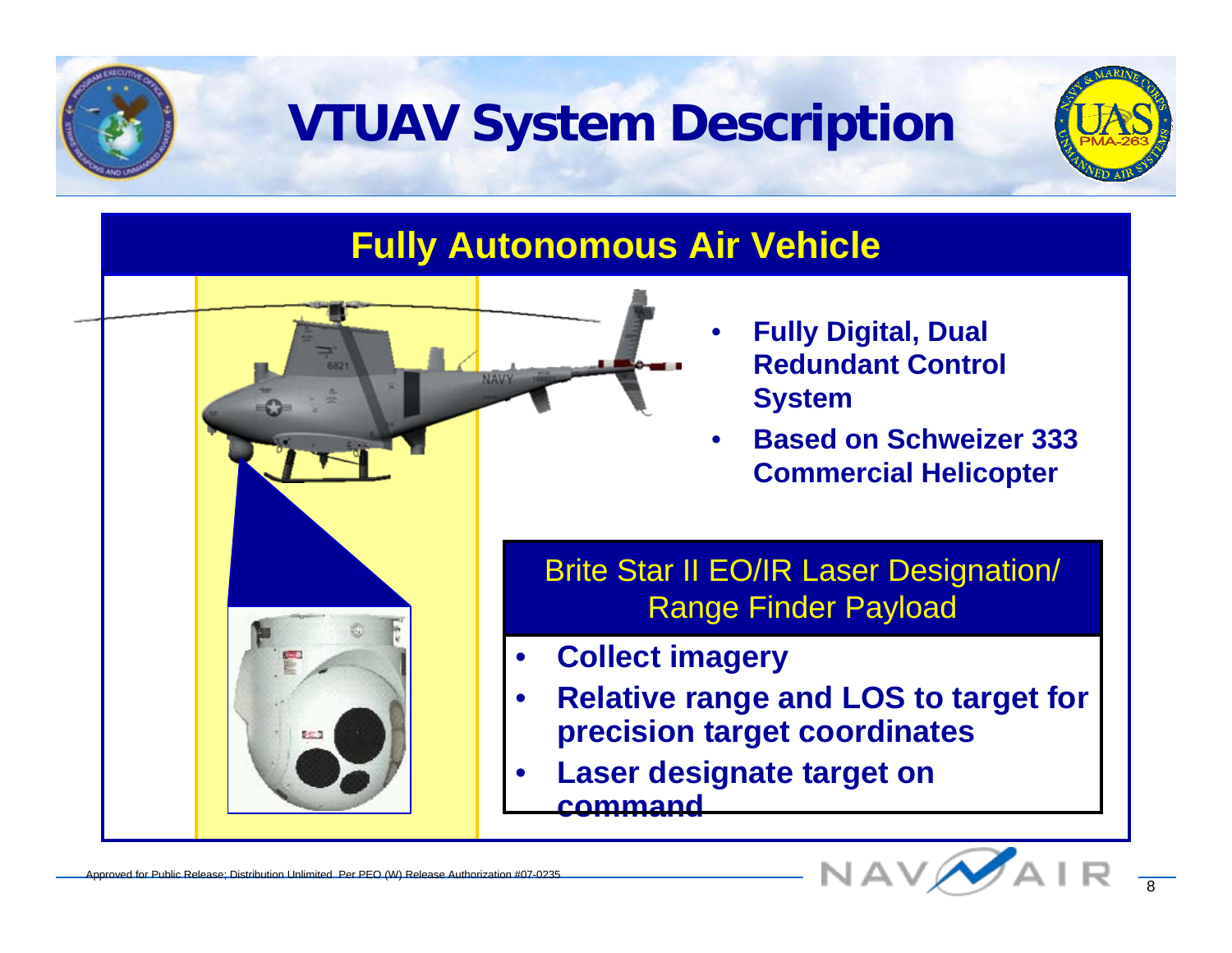# VTUAV System Description

## Fully Autonomous Air Vehicle

- **Fully Digital, Dual Redundant Control System**
- **Based on Schweizer 333 Commercial Helicopter**

### Brite Star II EO/IR Laser Designation/ Range Finder Payload

- **Collect imagery**
- **Relative range and LOS to target for precision target coordinates**
- **Laser designate target on command**

Approved for Public Release; Distribution Unlimited. Per PEO (W) Release Authorization #07-0235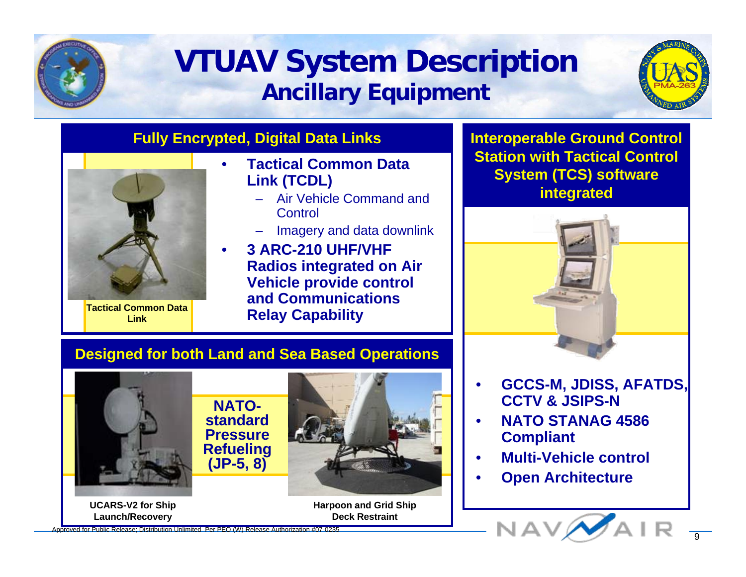# VTUAV System Description
## Ancillary Equipment

### Fully Encrypted, Digital Data Links

Tactical Common Data Link

- **Tactical Common Data Link (TCDL)**
  - Air Vehicle Command and Control
  - Imagery and data downlink
- **3 ARC-210 UHF/VHF Radios integrated on Air Vehicle provide control and Communications Relay Capability**

### Designed for both Land and Sea Based Operations

**NATO-standard Pressure Refueling (JP-5, 8)**

UCARS-V2 for Ship Launch/Recovery

Harpoon and Grid Ship Deck Restraint

### Interoperable Ground Control Station with Tactical Control System (TCS) software integrated

- **GCCS-M, JDISS, AFATDS, CCTV & JSIPS-N**
- **NATO STANAG 4586 Compliant**
- **Multi-Vehicle control**
- **Open Architecture**

Approved for Public Release; Distribution Unlimited. Per PEO (W) Release Authorization #07-0235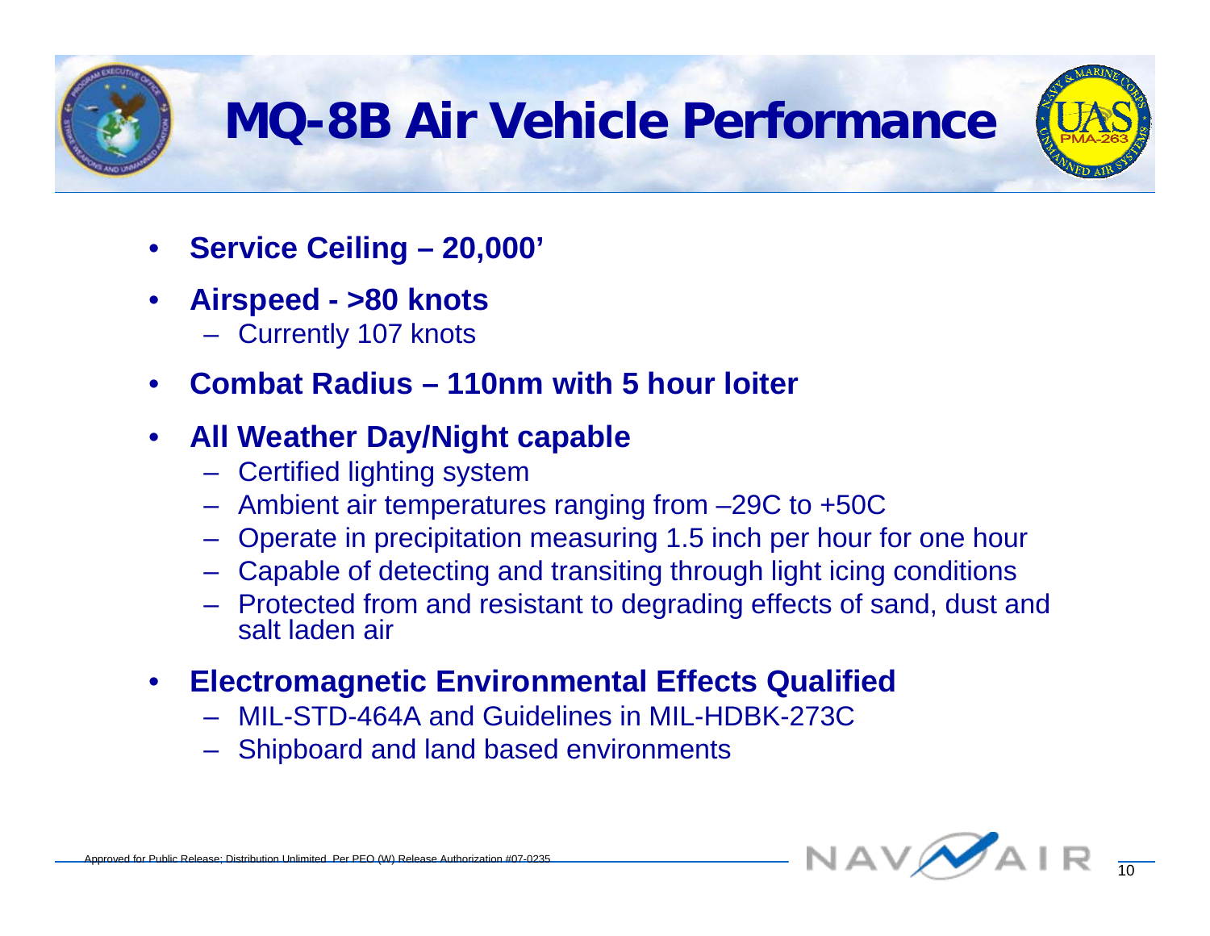# MQ-8B Air Vehicle Performance

- **Service Ceiling – 20,000'**
- **Airspeed - >80 knots**
  - Currently 107 knots
- **Combat Radius – 110nm with 5 hour loiter**
- **All Weather Day/Night capable**
  - Certified lighting system
  - Ambient air temperatures ranging from –29C to +50C
  - Operate in precipitation measuring 1.5 inch per hour for one hour
  - Capable of detecting and transiting through light icing conditions
  - Protected from and resistant to degrading effects of sand, dust and salt laden air
- **Electromagnetic Environmental Effects Qualified**
  - MIL-STD-464A and Guidelines in MIL-HDBK-273C
  - Shipboard and land based environments

Approved for Public Release; Distribution Unlimited. Per PEO (W) Release Authorization #07-0235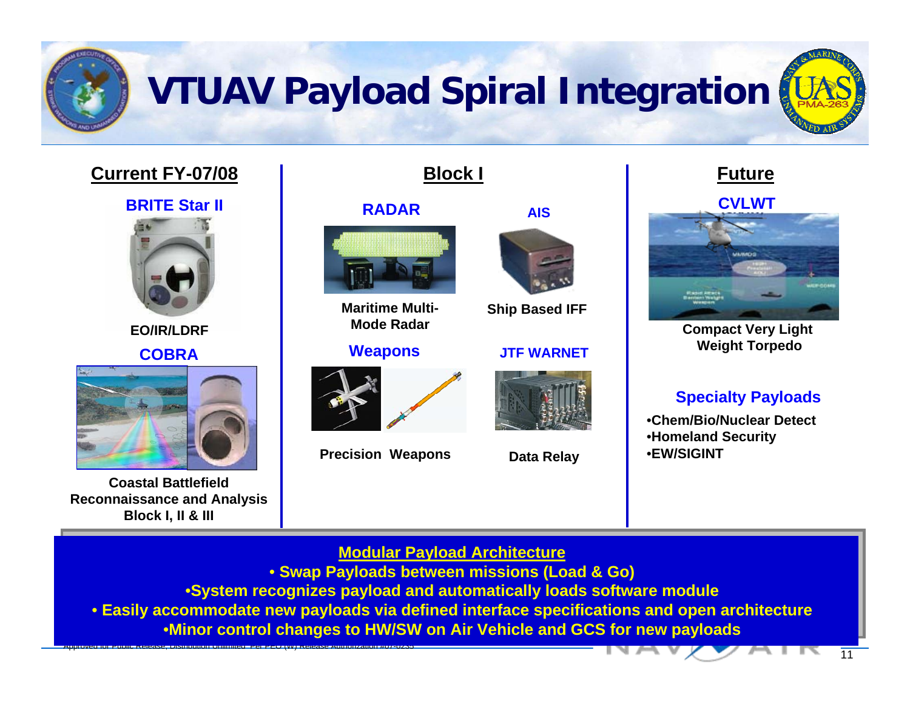# VTUAV Payload Spiral Integration

## Current FY-07/08

**BRITE Star II**

EO/IR/LDRF

**COBRA**

Coastal Battlefield Reconnaissance and Analysis Block I, II & III

## Block I

**RADAR**

Maritime Multi-Mode Radar

**AIS**

Ship Based IFF

**Weapons**

Precision Weapons

**JTF WARNET**

Data Relay

## Future

**CVLWT**

Compact Very Light Weight Torpedo

**Specialty Payloads**

- Chem/Bio/Nuclear Detect
- Homeland Security
- EW/SIGINT

## Modular Payload Architecture

- Swap Payloads between missions (Load & Go)
- System recognizes payload and automatically loads software module
- Easily accommodate new payloads via defined interface specifications and open architecture
- Minor control changes to HW/SW on Air Vehicle and GCS for new payloads

Approved for Public Release, Distribution Unlimited. Per PEO (W) Release Authorization #07-0233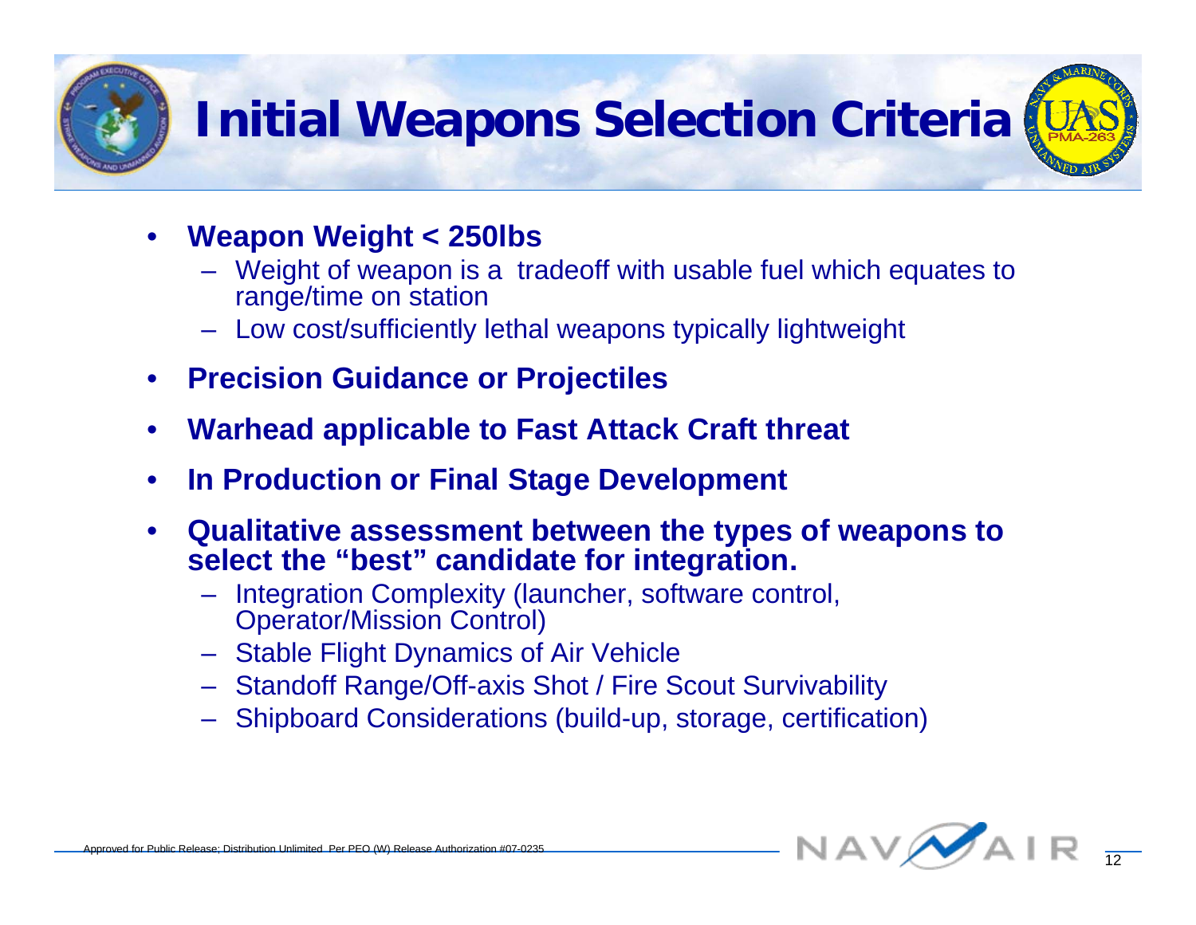# Initial Weapons Selection Criteria

- **Weapon Weight < 250lbs**
  - Weight of weapon is a tradeoff with usable fuel which equates to range/time on station
  - Low cost/sufficiently lethal weapons typically lightweight
- **Precision Guidance or Projectiles**
- **Warhead applicable to Fast Attack Craft threat**
- **In Production or Final Stage Development**
- **Qualitative assessment between the types of weapons to select the "best" candidate for integration.**
  - Integration Complexity (launcher, software control, Operator/Mission Control)
  - Stable Flight Dynamics of Air Vehicle
  - Standoff Range/Off-axis Shot / Fire Scout Survivability
  - Shipboard Considerations (build-up, storage, certification)

Approved for Public Release; Distribution Unlimited. Per PEO (W) Release Authorization #07-0235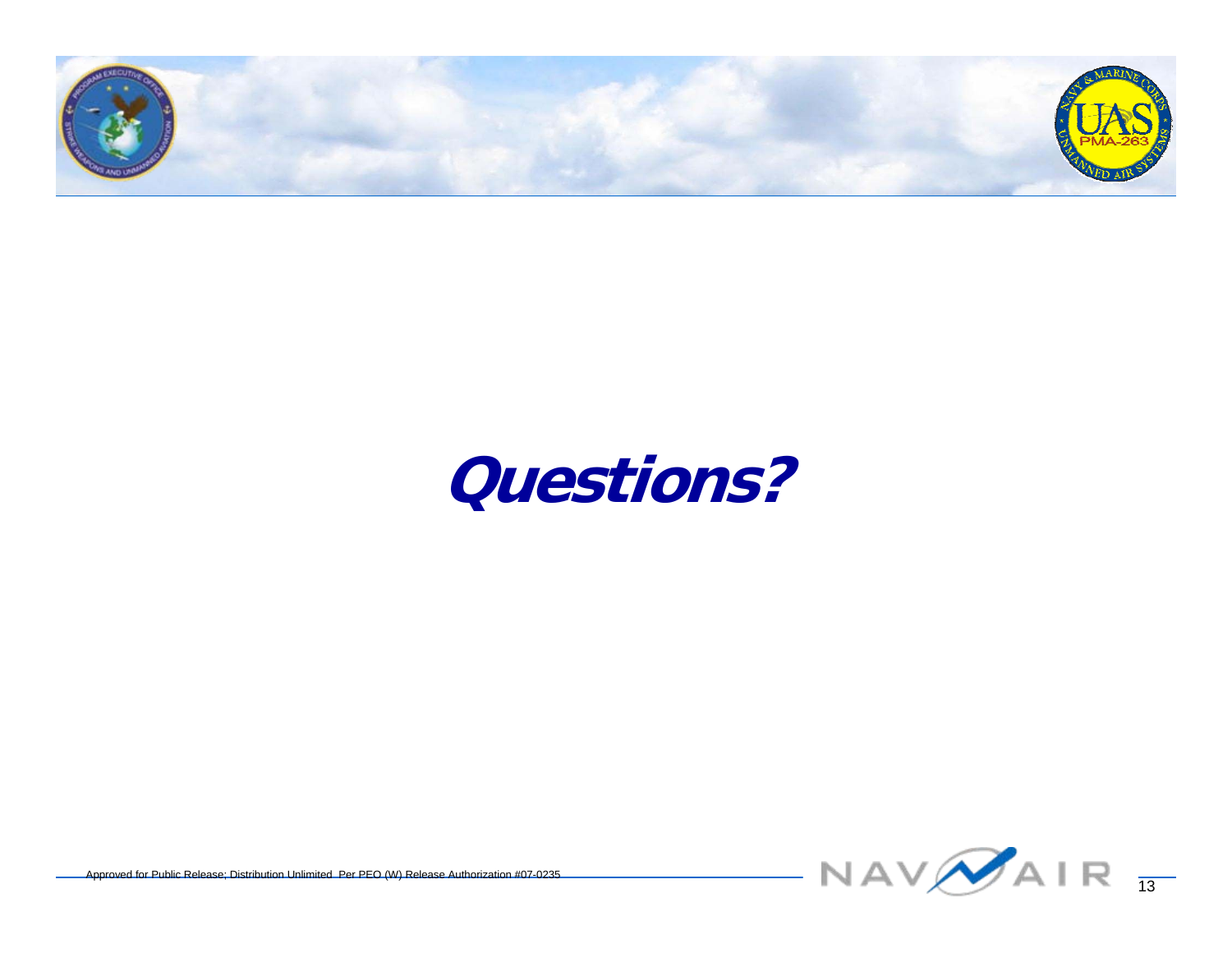# Questions?

Approved for Public Release; Distribution Unlimited. Per PEO (W) Release Authorization #07-0235